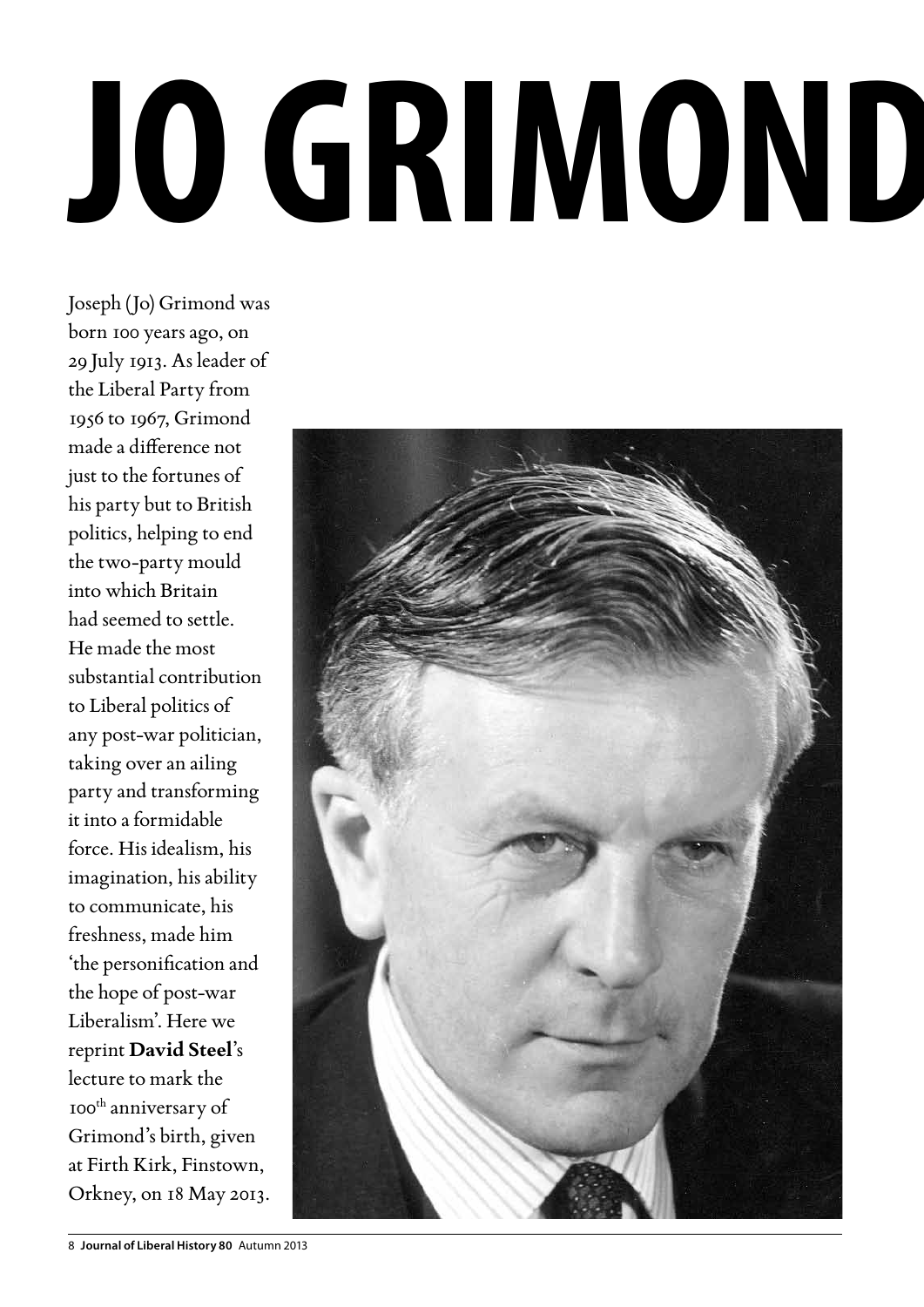# JO GRIMOND

Joseph (Jo) Grimond was born 100 years ago, on 29 July 1913. As leader of the Liberal Party from 1956 to 1967, Grimond made a difference not just to the fortunes of his party but to British politics, helping to end the two-party mould into which Britain had seemed to settle. He made the most substantial contribution to Liberal politics of any post-war politician, taking over an ailing party and transforming it into a formidable force. His idealism, his imagination, his ability to communicate, his freshness, made him 'the personification and the hope of post-war Liberalism'. Here we reprint **David Steel**'s lecture to mark the 100th anniversary of Grimond's birth, given at Firth Kirk, Finstown, Orkney, on 18 May 2013.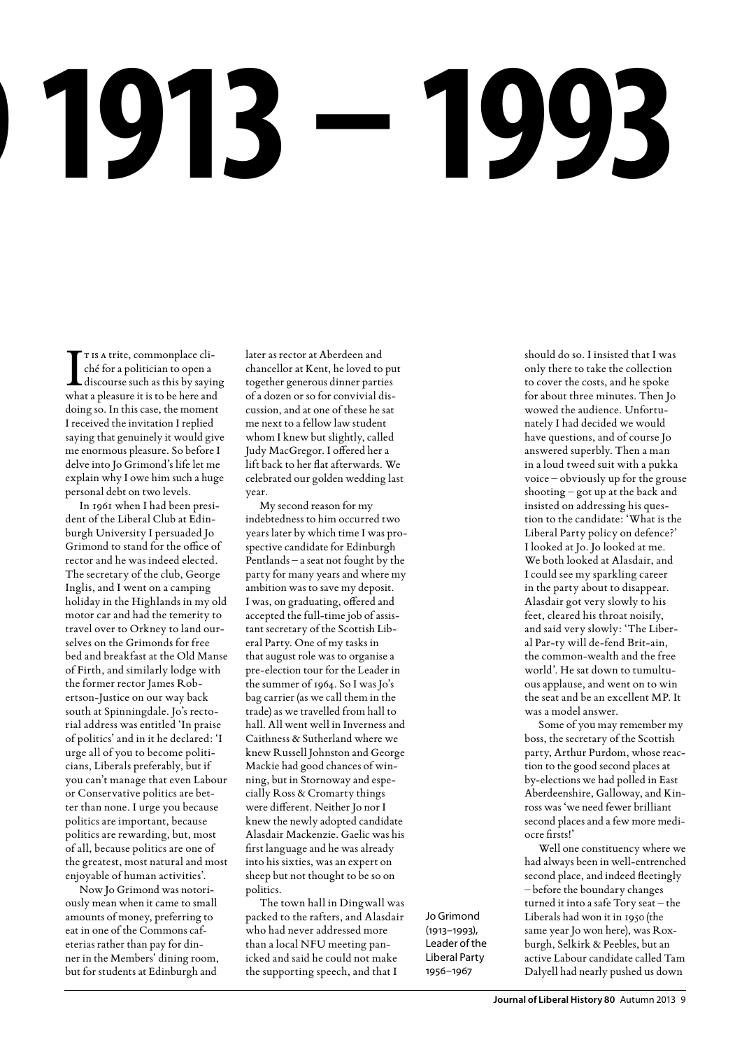# 1913 – 1993

It is a trite, commonplace cliché for a politician to open a discourse such as this by saying what a pleasure it is to be here and doing so. In this case, the moment I received the invitation I replied saying that genuinely it would give me enormous pleasure. So before I delve into Jo Grimond's life let me explain why I owe him such a huge personal debt on two levels.

In 1961 when I had been president of the Liberal Club at Edinburgh University I persuaded Jo Grimond to stand for the office of rector and he was indeed elected. The secretary of the club, George Inglis, and I went on a camping holiday in the Highlands in my old motor car and had the temerity to travel over to Orkney to land ourselves on the Grimonds for free bed and breakfast at the Old Manse of Firth, and similarly lodge with the former rector James Robertson-Justice on our way back south at Spinningdale. Jo's rectorial address was entitled 'In praise of politics' and in it he declared: 'I urge all of you to become politicians, Liberals preferably, but if you can't manage that even Labour or Conservative politics are better than none. I urge you because politics are important, because politics are rewarding, but, most of all, because politics are one of the greatest, most natural and most enjoyable of human activities'.

Now Jo Grimond was notoriously mean when it came to small amounts of money, preferring to eat in one of the Commons cafeterias rather than pay for dinner in the Members' dining room, but for students at Edinburgh and later as rector at Aberdeen and chancellor at Kent, he loved to put together generous dinner parties of a dozen or so for convivial discussion, and at one of these he sat me next to a fellow law student whom I knew but slightly, called Judy MacGregor. I offered her a lift back to her flat afterwards. We celebrated our golden wedding last year.

My second reason for my indebtedness to him occurred two years later by which time I was prospective candidate for Edinburgh Pentlands – a seat not fought by the party for many years and where my ambition was to save my deposit. I was, on graduating, offered and accepted the full-time job of assistant secretary of the Scottish Liberal Party. One of my tasks in that august role was to organise a pre-election tour for the Leader in the summer of 1964. So I was Jo's bag carrier (as we call them in the trade) as we travelled from hall to hall. All went well in Inverness and Caithness & Sutherland where we knew Russell Johnston and George Mackie had good chances of winning, but in Stornoway and especially Ross & Cromarty things were different. Neither Jo nor I knew the newly adopted candidate Alasdair Mackenzie. Gaelic was his first language and he was already into his sixties, was an expert on sheep but not thought to be so on politics.

The town hall in Dingwall was packed to the rafters, and Alasdair who had never addressed more than a local NFU meeting panicked and said he could not make the supporting speech, and that I should do so. I insisted that I was only there to take the collection to cover the costs, and he spoke for about three minutes. Then Jo wowed the audience. Unfortunately I had decided we would have questions, and of course Jo answered superbly. Then a man in a loud tweed suit with a pukka voice – obviously up for the grouse shooting – got up at the back and insisted on addressing his question to the candidate: 'What is the Liberal Party policy on defence?' I looked at Jo. Jo looked at me. We both looked at Alasdair, and I could see my sparkling career in the party about to disappear. Alasdair got very slowly to his feet, cleared his throat noisily, and said very slowly: 'The Liberal Par-ty will de-fend Brit-ain, the common-wealth and the free world'. He sat down to tumultuous applause, and went on to win the seat and be an excellent MP. It was a model answer.

Some of you may remember my boss, the secretary of the Scottish party, Arthur Purdom, whose reaction to the good second places at by-elections we had polled in East Aberdeenshire, Galloway, and Kinross was 'we need fewer brilliant second places and a few more mediocre firsts!'

Well one constituency where we had always been in well-entrenched second place, and indeed fleetingly – before the boundary changes turned it into a safe Tory seat – the Liberals had won it in 1950 (the same year Jo won here), was Roxburgh, Selkirk & Peebles, but an active Labour candidate called Tam Dalyell had nearly pushed us down

Jo Grimond (1913–1993), Leader of the Liberal Party 1956–1967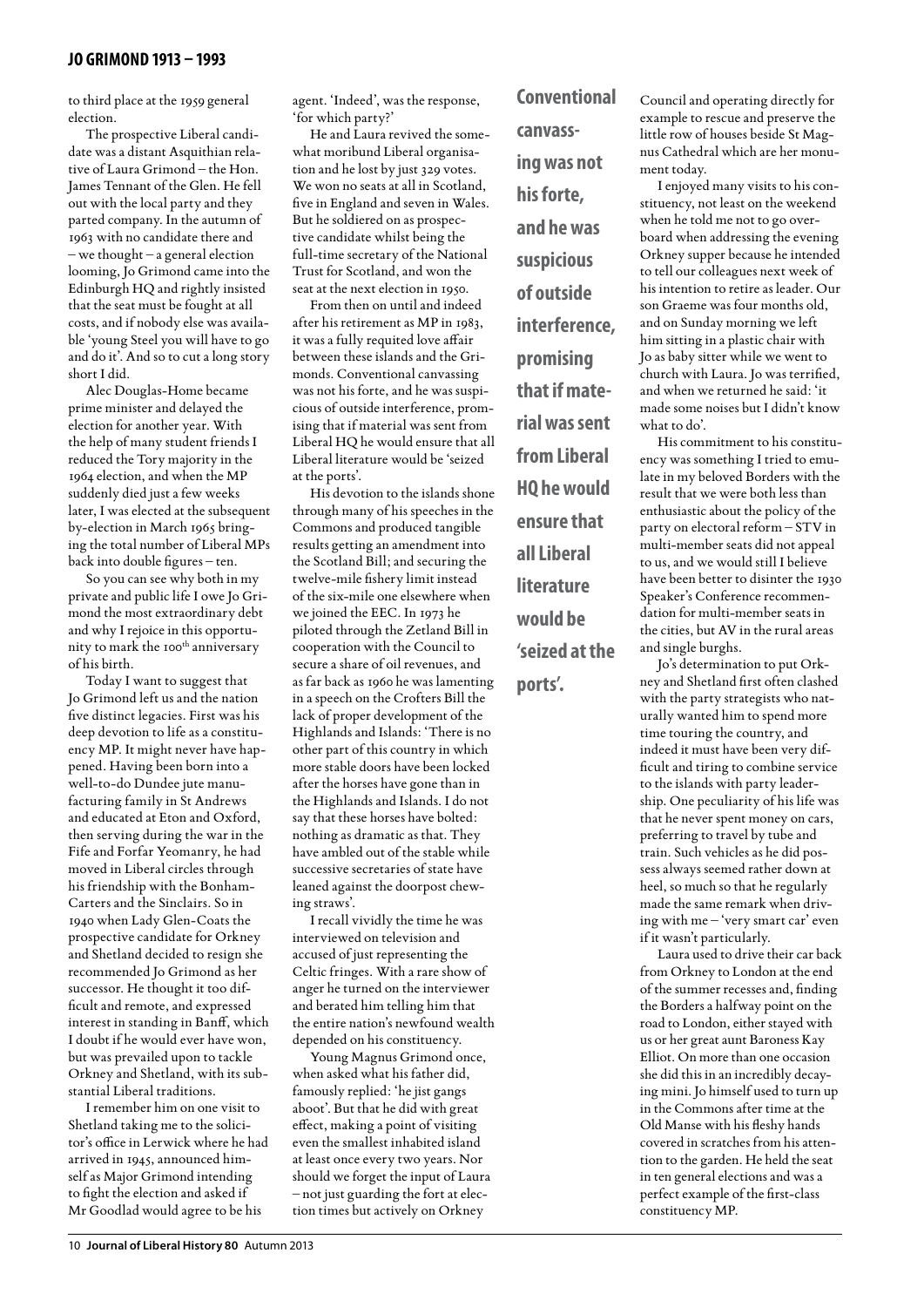to third place at the 1959 general election.

The prospective Liberal candidate was a distant Asquithian relative of Laura Grimond – the Hon. James Tennant of the Glen. He fell out with the local party and they parted company. In the autumn of 1963 with no candidate there and – we thought – a general election looming, Jo Grimond came into the Edinburgh HQ and rightly insisted that the seat must be fought at all costs, and if nobody else was available 'young Steel you will have to go and do it'. And so to cut a long story short I did.

Alec Douglas-Home became prime minister and delayed the election for another year. With the help of many student friends I reduced the Tory majority in the 1964 election, and when the MP suddenly died just a few weeks later, I was elected at the subsequent by-election in March 1965 bringing the total number of Liberal MPs back into double figures – ten.

So you can see why both in my private and public life I owe Jo Grimond the most extraordinary debt and why I rejoice in this opportunity to mark the 100th anniversary of his birth.

Today I want to suggest that Jo Grimond left us and the nation five distinct legacies. First was his deep devotion to life as a constituency MP. It might never have happened. Having been born into a well-to-do Dundee jute manufacturing family in St Andrews and educated at Eton and Oxford, then serving during the war in the Fife and Forfar Yeomanry, he had moved in Liberal circles through his friendship with the Bonham-Carters and the Sinclairs. So in 1940 when Lady Glen-Coats the prospective candidate for Orkney and Shetland decided to resign she recommended Jo Grimond as her successor. He thought it too difficult and remote, and expressed interest in standing in Banff, which I doubt if he would ever have won, but was prevailed upon to tackle Orkney and Shetland, with its substantial Liberal traditions.

I remember him on one visit to Shetland taking me to the solicitor's office in Lerwick where he had arrived in 1945, announced himself as Major Grimond intending to fight the election and asked if Mr Goodlad would agree to be his agent. 'Indeed', was the response, 'for which party?'

He and Laura revived the somewhat moribund Liberal organisation and he lost by just 329 votes. We won no seats at all in Scotland, five in England and seven in Wales. But he soldiered on as prospective candidate whilst being the full-time secretary of the National Trust for Scotland, and won the seat at the next election in 1950.

From then on until and indeed after his retirement as MP in 1983, it was a fully requited love affair between these islands and the Grimonds. Conventional canvassing was not his forte, and he was suspicious of outside interference, promising that if material was sent from Liberal HQ he would ensure that all Liberal literature would be 'seized at the ports'.

His devotion to the islands shone through many of his speeches in the Commons and produced tangible results getting an amendment into the Scotland Bill; and securing the twelve-mile fishery limit instead of the six-mile one elsewhere when we joined the EEC. In 1973 he piloted through the Zetland Bill in cooperation with the Council to secure a share of oil revenues, and as far back as 1960 he was lamenting in a speech on the Crofters Bill the lack of proper development of the Highlands and Islands: 'There is no other part of this country in which more stable doors have been locked after the horses have gone than in the Highlands and Islands. I do not say that these horses have bolted: nothing as dramatic as that. They have ambled out of the stable while successive secretaries of state have leaned against the doorpost chewing straws'.

I recall vividly the time he was interviewed on television and accused of just representing the Celtic fringes. With a rare show of anger he turned on the interviewer and berated him telling him that the entire nation's newfound wealth depended on his constituency.

Young Magnus Grimond once, when asked what his father did, famously replied: 'he jist gangs aboot'. But that he did with great effect, making a point of visiting even the smallest inhabited island at least once every two years. Nor should we forget the input of Laura – not just guarding the fort at election times but actively on Orkney Council and operating directly for example to rescue and preserve the little row of houses beside St Magnus Cathedral which are her monument today.

**Conventional canvassing was not his forte, and he was suspicious of outside interference, promising that if material was sent from Liberal HQ he would ensure that all Liberal literature would be 'seized at the ports'.**

I enjoyed many visits to his constituency, not least on the weekend when he told me not to go overboard when addressing the evening Orkney supper because he intended to tell our colleagues next week of his intention to retire as leader. Our son Graeme was four months old, and on Sunday morning we left him sitting in a plastic chair with Jo as baby sitter while we went to church with Laura. Jo was terrified, and when we returned he said: 'it made some noises but I didn't know what to do'.

His commitment to his constituency was something I tried to emulate in my beloved Borders with the result that we were both less than enthusiastic about the policy of the party on electoral reform – STV in multi-member seats did not appeal to us, and we would still I believe have been better to disinter the 1930 Speaker's Conference recommendation for multi-member seats in the cities, but AV in the rural areas and single burghs.

Jo's determination to put Orkney and Shetland first often clashed with the party strategists who naturally wanted him to spend more time touring the country, and indeed it must have been very difficult and tiring to combine service to the islands with party leadership. One peculiarity of his life was that he never spent money on cars, preferring to travel by tube and train. Such vehicles as he did possess always seemed rather down at heel, so much so that he regularly made the same remark when driving with me – 'very smart car' even if it wasn't particularly.

Laura used to drive their car back from Orkney to London at the end of the summer recesses and, finding the Borders a halfway point on the road to London, either stayed with us or her great aunt Baroness Kay Elliot. On more than one occasion she did this in an incredibly decaying mini. Jo himself used to turn up in the Commons after time at the Old Manse with his fleshy hands covered in scratches from his attention to the garden. He held the seat in ten general elections and was a perfect example of the first-class constituency MP.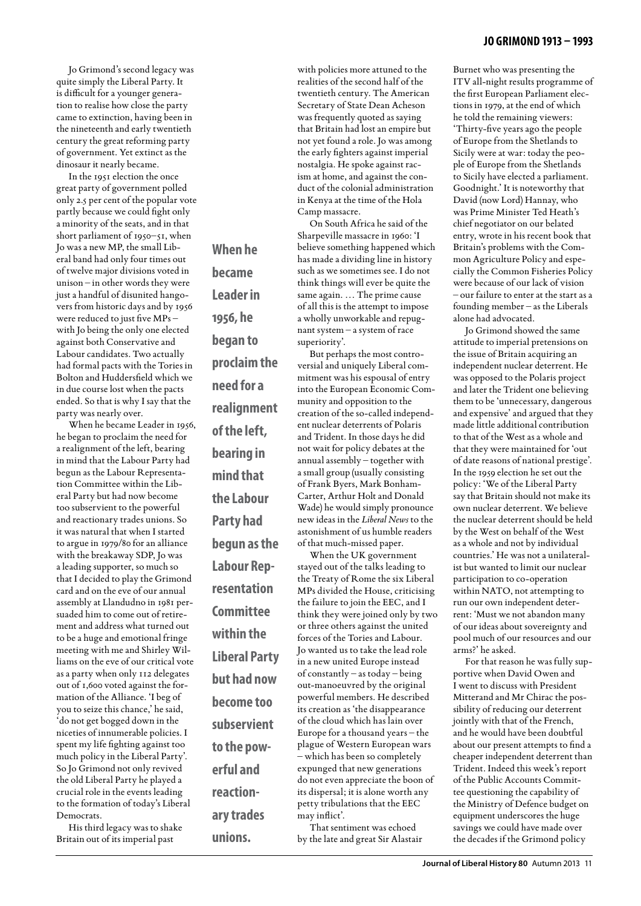Jo Grimond's second legacy was quite simply the Liberal Party. It is difficult for a younger generation to realise how close the party came to extinction, having been in the nineteenth and early twentieth century the great reforming party of government. Yet extinct as the dinosaur it nearly became.

In the 1951 election the once great party of government polled only 2.5 per cent of the popular vote partly because we could fight only a minority of the seats, and in that short parliament of 1950–51, when Jo was a new MP, the small Liberal band had only four times out of twelve major divisions voted in unison – in other words they were just a handful of disunited hangovers from historic days and by 1956 were reduced to just five MPs – with Jo being the only one elected against both Conservative and Labour candidates. Two actually had formal pacts with the Tories in Bolton and Huddersfield which we in due course lost when the pacts ended. So that is why I say that the party was nearly over.

When he became Leader in 1956, he began to proclaim the need for a realignment of the left, bearing in mind that the Labour Party had begun as the Labour Representation Committee within the Liberal Party but had now become too subservient to the powerful and reactionary trades unions. So it was natural that when I started to argue in 1979/80 for an alliance with the breakaway SDP, Jo was a leading supporter, so much so that I decided to play the Grimond card and on the eve of our annual assembly at Llandudno in 1981 persuaded him to come out of retirement and address what turned out to be a huge and emotional fringe meeting with me and Shirley Williams on the eve of our critical vote as a party when only 112 delegates out of 1,600 voted against the formation of the Alliance. 'I beg of you to seize this chance,' he said, 'do not get bogged down in the niceties of innumerable policies. I spent my life fighting against too much policy in the Liberal Party'. So Jo Grimond not only revived the old Liberal Party he played a crucial role in the events leading to the formation of today's Liberal Democrats.

**When he became Leader in 1956, he began to proclaim the need for a realignment of the left, bearing in mind that the Labour Party had begun as the Labour Representation Committee within the Liberal Party but had now become too subservient to the powerful and reactionary trades unions.**

His third legacy was to shake Britain out of its imperial past with policies more attuned to the realities of the second half of the twentieth century. The American Secretary of State Dean Acheson was frequently quoted as saying that Britain had lost an empire but not yet found a role. Jo was among the early fighters against imperial nostalgia. He spoke against racism at home, and against the conduct of the colonial administration in Kenya at the time of the Hola Camp massacre.

On South Africa he said of the Sharpeville massacre in 1960: 'I believe something happened which has made a dividing line in history such as we sometimes see. I do not think things will ever be quite the same again. … The prime cause of all this is the attempt to impose a wholly unworkable and repugnant system – a system of race superiority'.

But perhaps the most controversial and uniquely Liberal commitment was his espousal of entry into the European Economic Community and opposition to the creation of the so-called independent nuclear deterrents of Polaris and Trident. In those days he did not wait for policy debates at the annual assembly – together with a small group (usually consisting of Frank Byers, Mark Bonham-Carter, Arthur Holt and Donald Wade) he would simply pronounce new ideas in the *Liberal News* to the astonishment of us humble readers of that much-missed paper.

When the UK government stayed out of the talks leading to the Treaty of Rome the six Liberal MPs divided the House, criticising the failure to join the EEC, and I think they were joined only by two or three others against the united forces of the Tories and Labour. Jo wanted us to take the lead role in a new united Europe instead of constantly – as today – being out-manoeuvred by the original powerful members. He described its creation as 'the disappearance of the cloud which has lain over Europe for a thousand years – the plague of Western European wars – which has been so completely expunged that new generations do not even appreciate the boon of its dispersal; it is alone worth any petty tribulations that the EEC may inflict'.

That sentiment was echoed by the late and great Sir Alastair Burnet who was presenting the ITV all-night results programme of the first European Parliament elections in 1979, at the end of which he told the remaining viewers: 'Thirty-five years ago the people of Europe from the Shetlands to Sicily were at war: today the people of Europe from the Shetlands to Sicily have elected a parliament. Goodnight.' It is noteworthy that David (now Lord) Hannay, who was Prime Minister Ted Heath's chief negotiator on our belated entry, wrote in his recent book that Britain's problems with the Common Agriculture Policy and especially the Common Fisheries Policy were because of our lack of vision – our failure to enter at the start as a founding member – as the Liberals alone had advocated.

Jo Grimond showed the same attitude to imperial pretensions on the issue of Britain acquiring an independent nuclear deterrent. He was opposed to the Polaris project and later the Trident one believing them to be 'unnecessary, dangerous and expensive' and argued that they made little additional contribution to that of the West as a whole and that they were maintained for 'out of date reasons of national prestige'. In the 1959 election he set out the policy: 'We of the Liberal Party say that Britain should not make its own nuclear deterrent. We believe the nuclear deterrent should be held by the West on behalf of the West as a whole and not by individual countries.' He was not a unilateralist but wanted to limit our nuclear participation to co-operation within NATO, not attempting to run our own independent deterrent: 'Must we not abandon many of our ideas about sovereignty and pool much of our resources and our arms?' he asked.

For that reason he was fully supportive when David Owen and I went to discuss with President Mitterand and Mr Chirac the possibility of reducing our deterrent jointly with that of the French, and he would have been doubtful about our present attempts to find a cheaper independent deterrent than Trident. Indeed this week's report of the Public Accounts Committee questioning the capability of the Ministry of Defence budget on equipment underscores the huge savings we could have made over the decades if the Grimond policy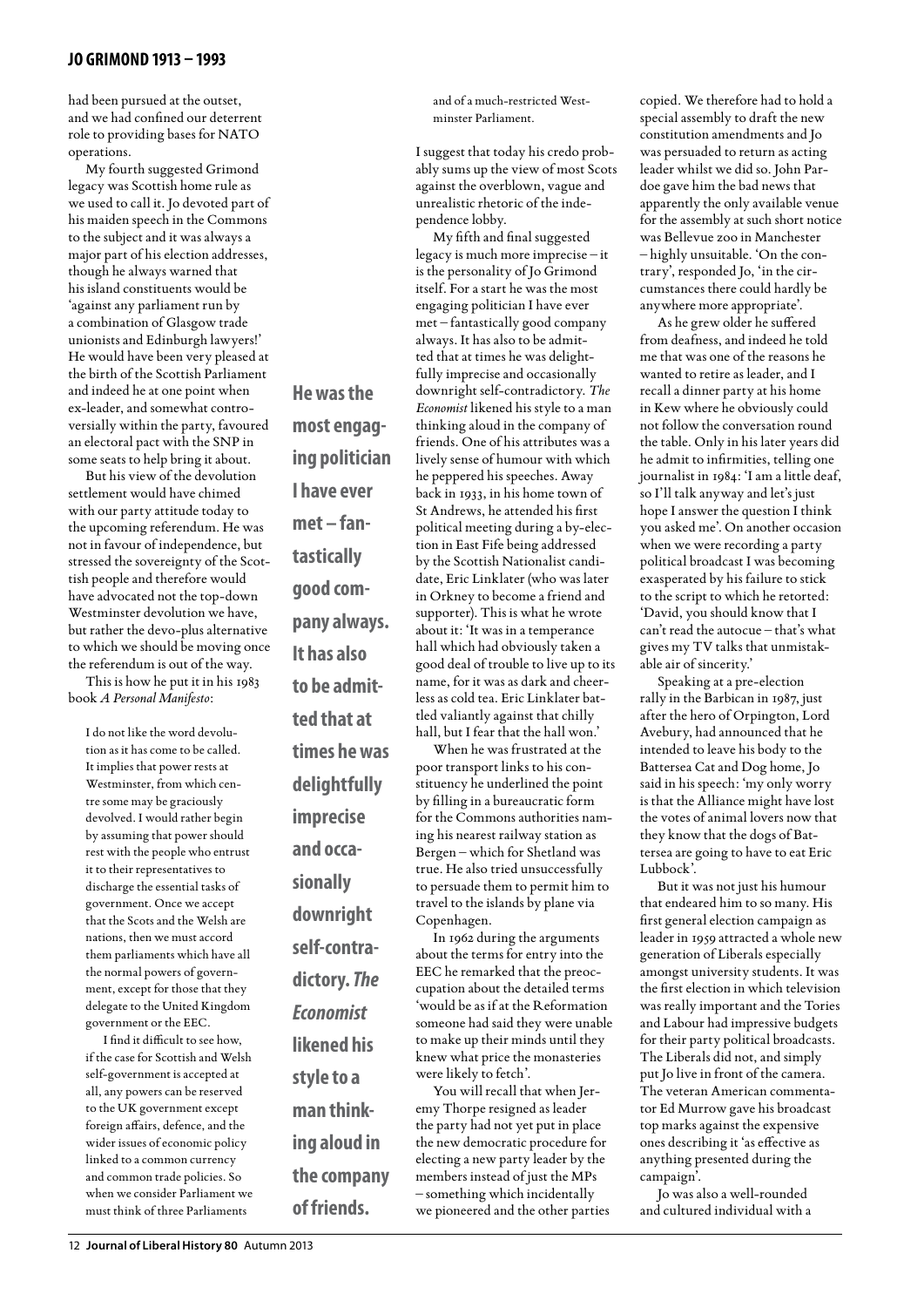had been pursued at the outset, and we had confined our deterrent role to providing bases for NATO operations.

My fourth suggested Grimond legacy was Scottish home rule as we used to call it. Jo devoted part of his maiden speech in the Commons to the subject and it was always a major part of his election addresses, though he always warned that his island constituents would be 'against any parliament run by a combination of Glasgow trade unionists and Edinburgh lawyers!' He would have been very pleased at the birth of the Scottish Parliament and indeed he at one point when ex-leader, and somewhat controversially within the party, favoured an electoral pact with the SNP in some seats to help bring it about.

But his view of the devolution settlement would have chimed with our party attitude today to the upcoming referendum. He was not in favour of independence, but stressed the sovereignty of the Scottish people and therefore would have advocated not the top-down Westminster devolution we have, but rather the devo-plus alternative to which we should be moving once the referendum is out of the way.

This is how he put it in his 1983 book *A Personal Manifesto*:

> I do not like the word devolution as it has come to be called. It implies that power rests at Westminster, from which centre some may be graciously devolved. I would rather begin by assuming that power should rest with the people who entrust it to their representatives to discharge the essential tasks of government. Once we accept that the Scots and the Welsh are nations, then we must accord them parliaments which have all the normal powers of government, except for those that they delegate to the United Kingdom government or the EEC.
>
> I find it difficult to see how, if the case for Scottish and Welsh self-government is accepted at all, any powers can be reserved to the UK government except foreign affairs, defence, and the wider issues of economic policy linked to a common currency and common trade policies. So when we consider Parliament we must think of three Parliaments and of a much-restricted Westminster Parliament.

I suggest that today his credo probably sums up the view of most Scots against the overblown, vague and unrealistic rhetoric of the independence lobby.

My fifth and final suggested legacy is much more imprecise – it is the personality of Jo Grimond itself. For a start he was the most engaging politician I have ever met – fantastically good company always. It has also to be admitted that at times he was delightfully imprecise and occasionally downright self-contradictory. *The Economist* likened his style to a man thinking aloud in the company of friends. One of his attributes was a lively sense of humour with which he peppered his speeches. Away back in 1933, in his home town of St Andrews, he attended his first political meeting during a by-election in East Fife being addressed by the Scottish Nationalist candidate, Eric Linklater (who was later in Orkney to become a friend and supporter). This is what he wrote about it: 'It was in a temperance hall which had obviously taken a good deal of trouble to live up to its name, for it was as dark and cheerless as cold tea. Eric Linklater battled valiantly against that chilly hall, but I fear that the hall won.'

**He was the most engaging politician I have ever met – fantastically good company always. It has also to be admitted that at times he was delightfully imprecise and occasionally downright self-contradictory. *The Economist* likened his style to a man thinking aloud in the company of friends.**

When he was frustrated at the poor transport links to his constituency he underlined the point by filling in a bureaucratic form for the Commons authorities naming his nearest railway station as Bergen – which for Shetland was true. He also tried unsuccessfully to persuade them to permit him to travel to the islands by plane via Copenhagen.

In 1962 during the arguments about the terms for entry into the EEC he remarked that the preoccupation about the detailed terms 'would be as if at the Reformation someone had said they were unable to make up their minds until they knew what price the monasteries were likely to fetch'.

You will recall that when Jeremy Thorpe resigned as leader the party had not yet put in place the new democratic procedure for electing a new party leader by the members instead of just the MPs – something which incidentally we pioneered and the other parties copied. We therefore had to hold a special assembly to draft the new constitution amendments and Jo was persuaded to return as acting leader whilst we did so. John Pardoe gave him the bad news that apparently the only available venue for the assembly at such short notice was Bellevue zoo in Manchester – highly unsuitable. 'On the contrary', responded Jo, 'in the circumstances there could hardly be anywhere more appropriate'.

As he grew older he suffered from deafness, and indeed he told me that was one of the reasons he wanted to retire as leader, and I recall a dinner party at his home in Kew where he obviously could not follow the conversation round the table. Only in his later years did he admit to infirmities, telling one journalist in 1984: 'I am a little deaf, so I'll talk anyway and let's just hope I answer the question I think you asked me'. On another occasion when we were recording a party political broadcast I was becoming exasperated by his failure to stick to the script to which he retorted: 'David, you should know that I can't read the autocue – that's what gives my TV talks that unmistakable air of sincerity.'

Speaking at a pre-election rally in the Barbican in 1987, just after the hero of Orpington, Lord Avebury, had announced that he intended to leave his body to the Battersea Cat and Dog home, Jo said in his speech: 'my only worry is that the Alliance might have lost the votes of animal lovers now that they know that the dogs of Battersea are going to have to eat Eric Lubbock'.

But it was not just his humour that endeared him to so many. His first general election campaign as leader in 1959 attracted a whole new generation of Liberals especially amongst university students. It was the first election in which television was really important and the Tories and Labour had impressive budgets for their party political broadcasts. The Liberals did not, and simply put Jo live in front of the camera. The veteran American commentator Ed Murrow gave his broadcast top marks against the expensive ones describing it 'as effective as anything presented during the campaign'.

Jo was also a well-rounded and cultured individual with a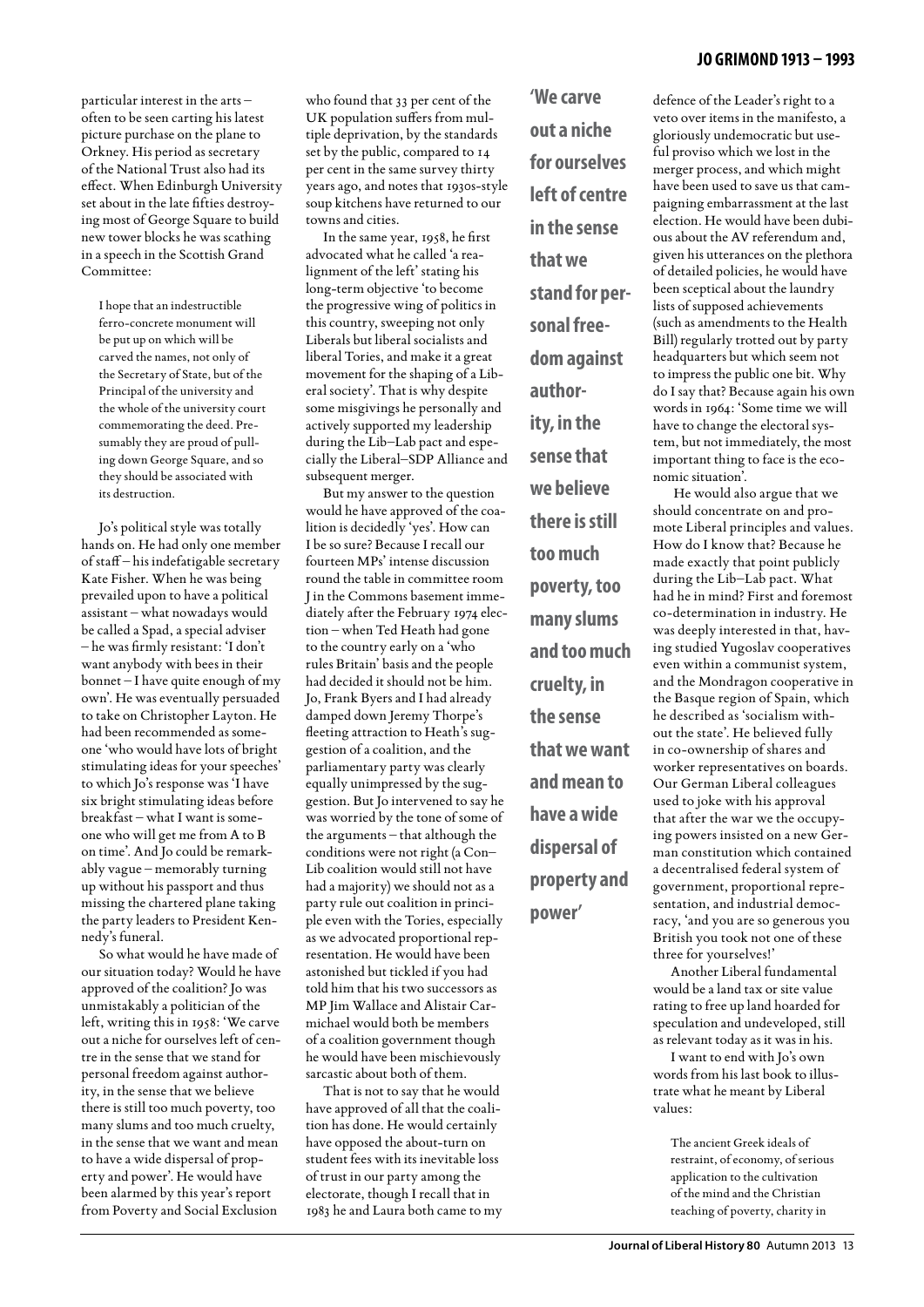particular interest in the arts – often to be seen carting his latest picture purchase on the plane to Orkney. His period as secretary of the National Trust also had its effect. When Edinburgh University set about in the late fifties destroying most of George Square to build new tower blocks he was scathing in a speech in the Scottish Grand Committee:

> I hope that an indestructible ferro-concrete monument will be put up on which will be carved the names, not only of the Secretary of State, but of the Principal of the university and the whole of the university court commemorating the deed. Presumably they are proud of pulling down George Square, and so they should be associated with its destruction.

Jo's political style was totally hands on. He had only one member of staff – his indefatigable secretary Kate Fisher. When he was being prevailed upon to have a political assistant – what nowadays would be called a Spad, a special adviser – he was firmly resistant: 'I don't want anybody with bees in their bonnet – I have quite enough of my own'. He was eventually persuaded to take on Christopher Layton. He had been recommended as someone 'who would have lots of bright stimulating ideas for your speeches' to which Jo's response was 'I have six bright stimulating ideas before breakfast – what I want is someone who will get me from A to B on time'. And Jo could be remarkably vague – memorably turning up without his passport and thus missing the chartered plane taking the party leaders to President Kennedy's funeral.

So what would he have made of our situation today? Would he have approved of the coalition? Jo was unmistakably a politician of the left, writing this in 1958: 'We carve out a niche for ourselves left of centre in the sense that we stand for personal freedom against authority, in the sense that we believe there is still too much poverty, too many slums and too much cruelty, in the sense that we want and mean to have a wide dispersal of property and power'. He would have been alarmed by this year's report from Poverty and Social Exclusion who found that 33 per cent of the UK population suffers from multiple deprivation, by the standards set by the public, compared to 14 per cent in the same survey thirty years ago, and notes that 1930s-style soup kitchens have returned to our towns and cities.

In the same year, 1958, he first advocated what he called 'a realignment of the left' stating his long-term objective 'to become the progressive wing of politics in this country, sweeping not only Liberals but liberal socialists and liberal Tories, and make it a great movement for the shaping of a Liberal society'. That is why despite some misgivings he personally and actively supported my leadership during the Lib–Lab pact and especially the Liberal–SDP Alliance and subsequent merger.

But my answer to the question would he have approved of the coalition is decidedly 'yes'. How can I be so sure? Because I recall our fourteen MPs' intense discussion round the table in committee room J in the Commons basement immediately after the February 1974 election – when Ted Heath had gone to the country early on a 'who rules Britain' basis and the people had decided it should not be him. Jo, Frank Byers and I had already damped down Jeremy Thorpe's fleeting attraction to Heath's suggestion of a coalition, and the parliamentary party was clearly equally unimpressed by the suggestion. But Jo intervened to say he was worried by the tone of some of the arguments – that although the conditions were not right (a Con–Lib coalition would still not have had a majority) we should not as a party rule out coalition in principle even with the Tories, especially as we advocated proportional representation. He would have been astonished but tickled if you had told him that his two successors as MP Jim Wallace and Alistair Carmichael would both be members of a coalition government though he would have been mischievously sarcastic about both of them.

That is not to say that he would have approved of all that the coalition has done. He would certainly have opposed the about-turn on student fees with its inevitable loss of trust in our party among the electorate, though I recall that in 1983 he and Laura both came to my defence of the Leader's right to a veto over items in the manifesto, a gloriously undemocratic but useful proviso which we lost in the merger process, and which might have been used to save us that campaigning embarrassment at the last election. He would have been dubious about the AV referendum and, given his utterances on the plethora of detailed policies, he would have been sceptical about the laundry lists of supposed achievements (such as amendments to the Health Bill) regularly trotted out by party headquarters but which seem not to impress the public one bit. Why do I say that? Because again his own words in 1964: 'Some time we will have to change the electoral system, but not immediately, the most important thing to face is the economic situation'.

He would also argue that we should concentrate on and promote Liberal principles and values. How do I know that? Because he made exactly that point publicly during the Lib–Lab pact. What had he in mind? First and foremost co-determination in industry. He was deeply interested in that, having studied Yugoslav cooperatives even within a communist system, and the Mondragon cooperative in the Basque region of Spain, which he described as 'socialism without the state'. He believed fully in co-ownership of shares and worker representatives on boards. Our German Liberal colleagues used to joke with his approval that after the war we the occupying powers insisted on a new German constitution which contained a decentralised federal system of government, proportional representation, and industrial democracy, 'and you are so generous you British you took not one of these three for yourselves!'

Another Liberal fundamental would be a land tax or site value rating to free up land hoarded for speculation and undeveloped, still as relevant today as it was in his.

I want to end with Jo's own words from his last book to illustrate what he meant by Liberal values:

> The ancient Greek ideals of restraint, of economy, of serious application to the cultivation of the mind and the Christian teaching of poverty, charity in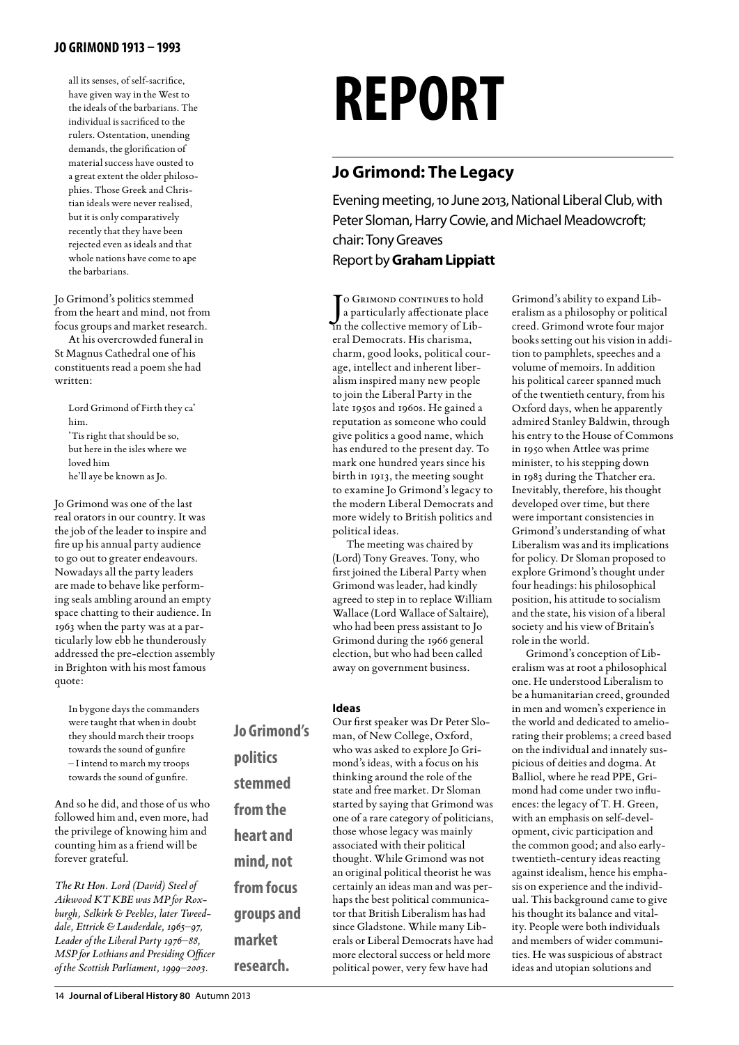all its senses, of self-sacrifice, have given way in the West to the ideals of the barbarians. The individual is sacrificed to the rulers. Ostentation, unending demands, the glorification of material success have ousted to a great extent the older philosophies. Those Greek and Christian ideals were never realised, but it is only comparatively recently that they have been rejected even as ideals and that whole nations have come to ape the barbarians.

Jo Grimond's politics stemmed from the heart and mind, not from focus groups and market research.

At his overcrowded funeral in St Magnus Cathedral one of his constituents read a poem she had written:

> Lord Grimond of Firth they ca' him.
> 'Tis right that should be so,
> but here in the isles where we loved him
> he'll aye be known as Jo.

Jo Grimond was one of the last real orators in our country. It was the job of the leader to inspire and fire up his annual party audience to go out to greater endeavours. Nowadays all the party leaders are made to behave like performing seals ambling around an empty space chatting to their audience. In 1963 when the party was at a particularly low ebb he thunderously addressed the pre-election assembly in Brighton with his most famous quote:

> In bygone days the commanders were taught that when in doubt they should march their troops towards the sound of gunfire – I intend to march my troops towards the sound of gunfire.

And so he did, and those of us who followed him and, even more, had the privilege of knowing him and counting him as a friend will be forever grateful.

*The Rt Hon. Lord (David) Steel of Aikwood KT KBE was MP for Roxburgh, Selkirk & Peebles, later Tweeddale, Ettrick & Lauderdale, 1965–97, Leader of the Liberal Party 1976–88, MSP for Lothians and Presiding Officer of the Scottish Parliament, 1999–2003.*

**Jo Grimond's politics stemmed from the heart and mind, not from focus groups and market research.**

# REPORT

## Jo Grimond: The Legacy

Evening meeting, 10 June 2013, National Liberal Club, with Peter Sloman, Harry Cowie, and Michael Meadowcroft; chair: Tony Greaves

Report by **Graham Lippiatt**

Jo Grimond continues to hold a particularly affectionate place in the collective memory of Liberal Democrats. His charisma, charm, good looks, political courage, intellect and inherent liberalism inspired many new people to join the Liberal Party in the late 1950s and 1960s. He gained a reputation as someone who could give politics a good name, which has endured to the present day. To mark one hundred years since his birth in 1913, the meeting sought to examine Jo Grimond's legacy to the modern Liberal Democrats and more widely to British politics and political ideas.

The meeting was chaired by (Lord) Tony Greaves. Tony, who first joined the Liberal Party when Grimond was leader, had kindly agreed to step in to replace William Wallace (Lord Wallace of Saltaire), who had been press assistant to Jo Grimond during the 1966 general election, but who had been called away on government business.

### Ideas

Our first speaker was Dr Peter Sloman, of New College, Oxford, who was asked to explore Jo Grimond's ideas, with a focus on his thinking around the role of the state and free market. Dr Sloman started by saying that Grimond was one of a rare category of politicians, those whose legacy was mainly associated with their political thought. While Grimond was not an original political theorist he was certainly an ideas man and was perhaps the best political communicator that British Liberalism has had since Gladstone. While many Liberals or Liberal Democrats have had more electoral success or held more political power, very few have had Grimond's ability to expand Liberalism as a philosophy or political creed. Grimond wrote four major books setting out his vision in addition to pamphlets, speeches and a volume of memoirs. In addition his political career spanned much of the twentieth century, from his Oxford days, when he apparently admired Stanley Baldwin, through his entry to the House of Commons in 1950 when Attlee was prime minister, to his stepping down in 1983 during the Thatcher era. Inevitably, therefore, his thought developed over time, but there were important consistencies in Grimond's understanding of what Liberalism was and its implications for policy. Dr Sloman proposed to explore Grimond's thought under four headings: his philosophical position, his attitude to socialism and the state, his vision of a liberal society and his view of Britain's role in the world.

Grimond's conception of Liberalism was at root a philosophical one. He understood Liberalism to be a humanitarian creed, grounded in men and women's experience in the world and dedicated to ameliorating their problems; a creed based on the individual and innately suspicious of deities and dogma. At Balliol, where he read PPE, Grimond had come under two influences: the legacy of T. H. Green, with an emphasis on self-development, civic participation and the common good; and also early-twentieth-century ideas reacting against idealism, hence his emphasis on experience and the individual. This background came to give his thought its balance and vitality. People were both individuals and members of wider communities. He was suspicious of abstract ideas and utopian solutions and